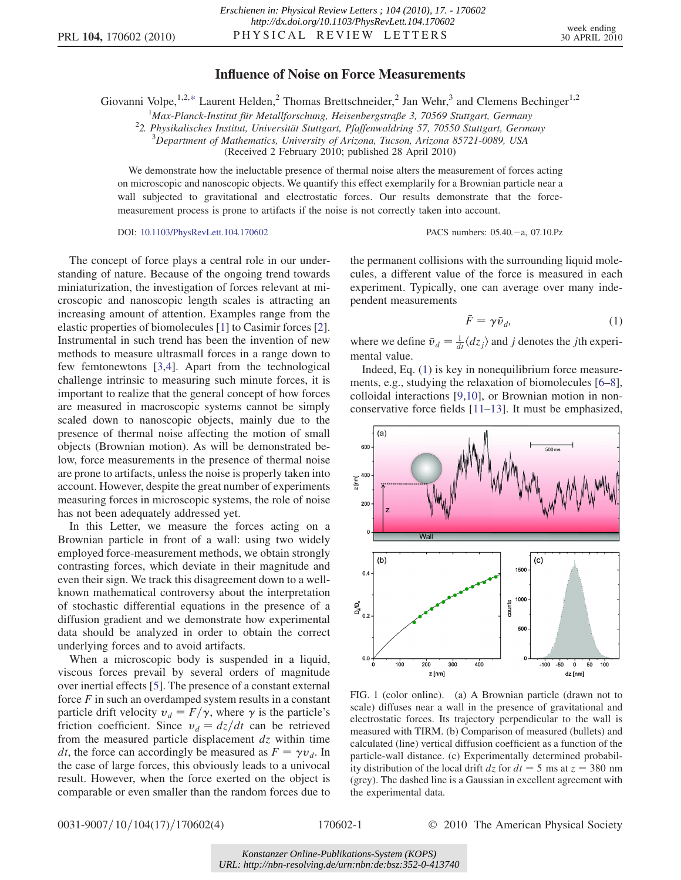# Influence of Noise on Force Measurements

Giovanni Volpe,[1,2,*] Laurent Helden,[2] Thomas Brettschneider,[2] Jan Wehr,[3] and Clemens Bechinger[1,2]

[1]*Max-Planck-Institut für Metallforschung, Heisenbergstraße 3, 70569 Stuttgart, Germany*
[2]*2. Physikalisches Institut, Universität Stuttgart, Pfaffenwaldring 57, 70550 Stuttgart, Germany*
[3]*Department of Mathematics, University of Arizona, Tucson, Arizona 85721-0089, USA*
(Received 2 February 2010; published 28 April 2010)

We demonstrate how the ineluctable presence of thermal noise alters the measurement of forces acting on microscopic and nanoscopic objects. We quantify this effect exemplarily for a Brownian particle near a wall subjected to gravitational and electrostatic forces. Our results demonstrate that the force-measurement process is prone to artifacts if the noise is not correctly taken into account.

DOI: 10.1103/PhysRevLett.104.170602 PACS numbers: 05.40.−a, 07.10.Pz

The concept of force plays a central role in our understanding of nature. Because of the ongoing trend towards miniaturization, the investigation of forces relevant at microscopic and nanoscopic length scales is attracting an increasing amount of attention. Examples range from the elastic properties of biomolecules [1] to Casimir forces [2]. Instrumental in such trend has been the invention of new methods to measure ultrasmall forces in a range down to few femtonewtons [3,4]. Apart from the technological challenge intrinsic to measuring such minute forces, it is important to realize that the general concept of how forces are measured in macroscopic systems cannot be simply scaled down to nanoscopic objects, mainly due to the presence of thermal noise affecting the motion of small objects (Brownian motion). As will be demonstrated below, force measurements in the presence of thermal noise are prone to artifacts, unless the noise is properly taken into account. However, despite the great number of experiments measuring forces in microscopic systems, the role of noise has not been adequately addressed yet.

In this Letter, we measure the forces acting on a Brownian particle in front of a wall: using two widely employed force-measurement methods, we obtain strongly contrasting forces, which deviate in their magnitude and even their sign. We track this disagreement down to a well-known mathematical controversy about the interpretation of stochastic differential equations in the presence of a diffusion gradient and we demonstrate how experimental data should be analyzed in order to obtain the correct underlying forces and to avoid artifacts.

When a microscopic body is suspended in a liquid, viscous forces prevail by several orders of magnitude over inertial effects [5]. The presence of a constant external force $F$ in such an overdamped system results in a constant particle drift velocity $v_d = F/\gamma$, where $\gamma$ is the particle's friction coefficient. Since $v_d = dz/dt$ can be retrieved from the measured particle displacement $dz$ within time $dt$, the force can accordingly be measured as $F = \gamma v_d$. In the case of large forces, this obviously leads to a univocal result. However, when the force exerted on the object is comparable or even smaller than the random forces due to the permanent collisions with the surrounding liquid molecules, a different value of the force is measured in each experiment. Typically, one can average over many independent measurements

$$\bar{F} = \gamma \bar{v}_d, \tag{1}$$

where we define $\bar{v}_d = \frac{1}{dt}\langle dz_j \rangle$ and $j$ denotes the $j$th experimental value.

Indeed, Eq. (1) is key in nonequilibrium force measurements, e.g., studying the relaxation of biomolecules [6–8], colloidal interactions [9,10], or Brownian motion in nonconservative force fields [11–13]. It must be emphasized,

FIG. 1 (color online). (a) A Brownian particle (drawn not to scale) diffuses near a wall in the presence of gravitational and electrostatic forces. Its trajectory perpendicular to the wall is measured with TIRM. (b) Comparison of measured (bullets) and calculated (line) vertical diffusion coefficient as a function of the particle-wall distance. (c) Experimentally determined probability distribution of the local drift $dz$ for $dt = 5$ ms at $z = 380$ nm (grey). The dashed line is a Gaussian in excellent agreement with the experimental data.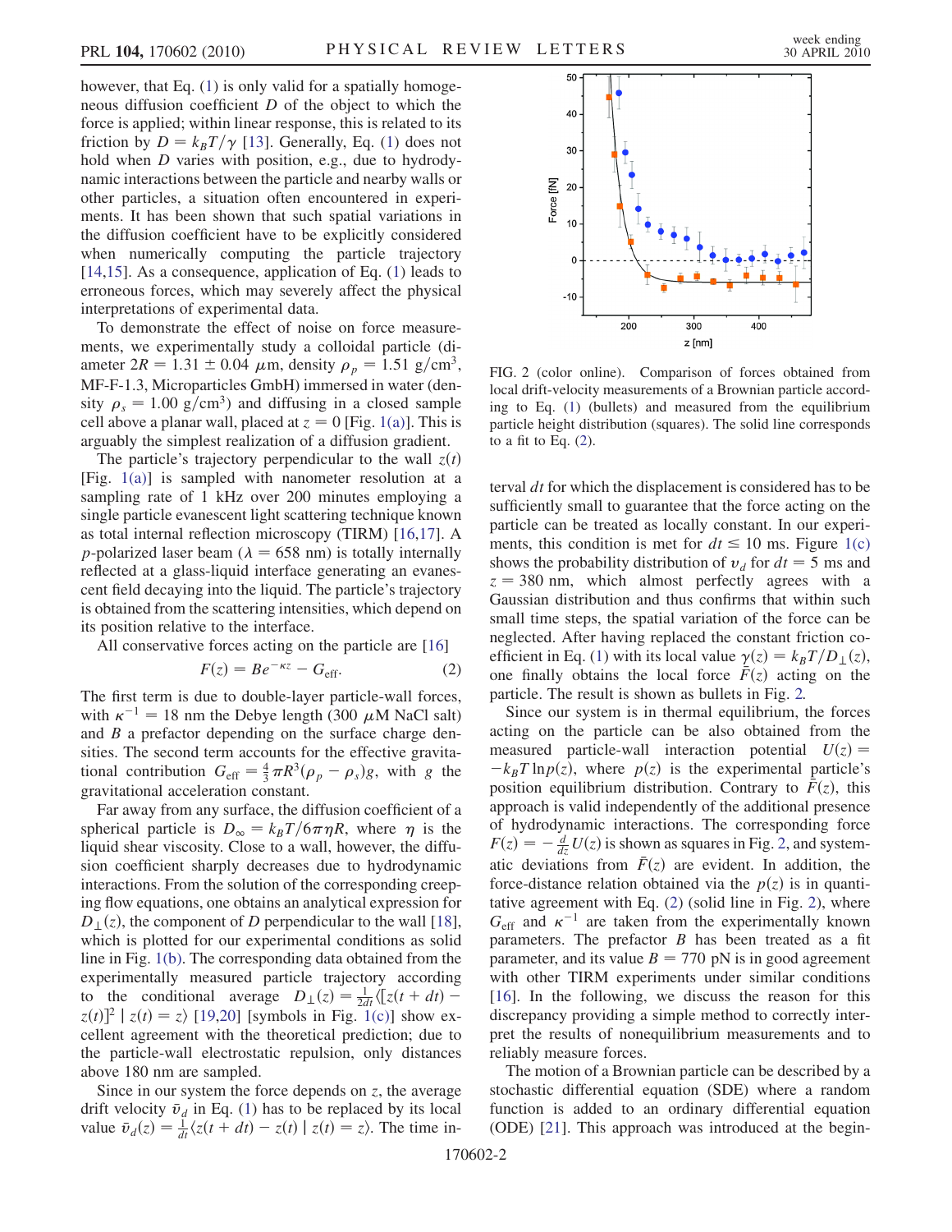however, that Eq. (1) is only valid for a spatially homogeneous diffusion coefficient $D$ of the object to which the force is applied; within linear response, this is related to its friction by $D = k_B T/\gamma$ [13]. Generally, Eq. (1) does not hold when $D$ varies with position, e.g., due to hydrodynamic interactions between the particle and nearby walls or other particles, a situation often encountered in experiments. It has been shown that such spatial variations in the diffusion coefficient have to be explicitly considered when numerically computing the particle trajectory [14,15]. As a consequence, application of Eq. (1) leads to erroneous forces, which may severely affect the physical interpretations of experimental data.

To demonstrate the effect of noise on force measurements, we experimentally study a colloidal particle (diameter $2R = 1.31 \pm 0.04\ \mu$m, density $\rho_p = 1.51\ \text{g/cm}^3$, MF-F-1.3, Microparticles GmbH) immersed in water (density $\rho_s = 1.00\ \text{g/cm}^3$) and diffusing in a closed sample cell above a planar wall, placed at $z = 0$ [Fig. 1(a)]. This is arguably the simplest realization of a diffusion gradient.

The particle's trajectory perpendicular to the wall $z(t)$ [Fig. 1(a)] is sampled with nanometer resolution at a sampling rate of 1 kHz over 200 minutes employing a single particle evanescent light scattering technique known as total internal reflection microscopy (TIRM) [16,17]. A $p$-polarized laser beam ($\lambda = 658$ nm) is totally internally reflected at a glass-liquid interface generating an evanescent field decaying into the liquid. The particle's trajectory is obtained from the scattering intensities, which depend on its position relative to the interface.

All conservative forces acting on the particle are [16]

$$F(z) = Be^{-\kappa z} - G_{\text{eff}}. \tag{2}$$

The first term is due to double-layer particle-wall forces, with $\kappa^{-1} = 18$ the Debye length (300 $\mu$M NaCl salt) and $B$ a prefactor depending on the surface charge densities. The second term accounts for the effective gravitational contribution $G_{\text{eff}} = \frac{4}{3}\pi R^3(\rho_p - \rho_s)g$, with $g$ the gravitational acceleration constant.

Far away from any surface, the diffusion coefficient of a spherical particle is $D_\infty = k_B T/6\pi\eta R$, where $\eta$ is the liquid shear viscosity. Close to a wall, however, the diffusion coefficient sharply decreases due to hydrodynamic interactions. From the solution of the corresponding creeping flow equations, one obtains an analytical expression for $D_\perp(z)$, the component of $D$ perpendicular to the wall [18], which is plotted for our experimental conditions as solid line in Fig. 1(b). The corresponding data obtained from the experimentally measured particle trajectory according to the conditional average $D_\perp(z) = \frac{1}{2dt}\langle[z(t+dt) - z(t)]^2 \mid z(t) = z\rangle$ [19,20] [symbols in Fig. 1(c)] show excellent agreement with the theoretical prediction; due to the particle-wall electrostatic repulsion, only distances above 180 nm are sampled.

Since in our system the force depends on $z$, the average drift velocity $\bar{v}_d$ in Eq. (1) has to be replaced by its local value $\bar{v}_d(z) = \frac{1}{dt}\langle z(t+dt) - z(t) \mid z(t) = z\rangle$. The time interval $dt$ for which the displacement is considered has to be sufficiently small to guarantee that the force acting on the particle can be treated as locally constant. In our experiments, this condition is met for $dt \leq 10$ ms. Figure 1(c) shows the probability distribution of $v_d$ for $dt = 5$ ms and $z = 380$ nm, which almost perfectly agrees with a Gaussian distribution and thus confirms that within such small time steps, the spatial variation of the force can be neglected. After having replaced the constant friction coefficient in Eq. (1) with its local value $\gamma(z) = k_B T/D_\perp(z)$, one finally obtains the local force $\bar{F}(z)$ acting on the particle. The result is shown as bullets in Fig. 2.

FIG. 2 (color online). Comparison of forces obtained from local drift-velocity measurements of a Brownian particle according to Eq. (1) (bullets) and measured from the equilibrium particle height distribution (squares). The solid line corresponds to a fit to Eq. (2).

Since our system is in thermal equilibrium, the forces acting on the particle can be also obtained from the measured particle-wall interaction potential $U(z) = -k_B T \ln p(z)$, where $p(z)$ is the experimental particle's position equilibrium distribution. Contrary to $\bar{F}(z)$, this approach is valid independently of the additional presence of hydrodynamic interactions. The corresponding force $F(z) = -\frac{d}{dz}U(z)$ is shown as squares in Fig. 2, and systematic deviations from $\bar{F}(z)$ are evident. In addition, the force-distance relation obtained via the $p(z)$ is in quantitative agreement with Eq. (2) (solid line in Fig. 2), where $G_{\text{eff}}$ and $\kappa^{-1}$ are taken from the experimentally known parameters. The prefactor $B$ has been treated as a fit parameter, and its value $B = 770$ pN is in good agreement with other TIRM experiments under similar conditions [16]. In the following, we discuss the reason for this discrepancy providing a simple method to correctly interpret the results of nonequilibrium measurements and to reliably measure forces.

The motion of a Brownian particle can be described by a stochastic differential equation (SDE) where a random function is added to an ordinary differential equation (ODE) [21]. This approach was introduced at the begin-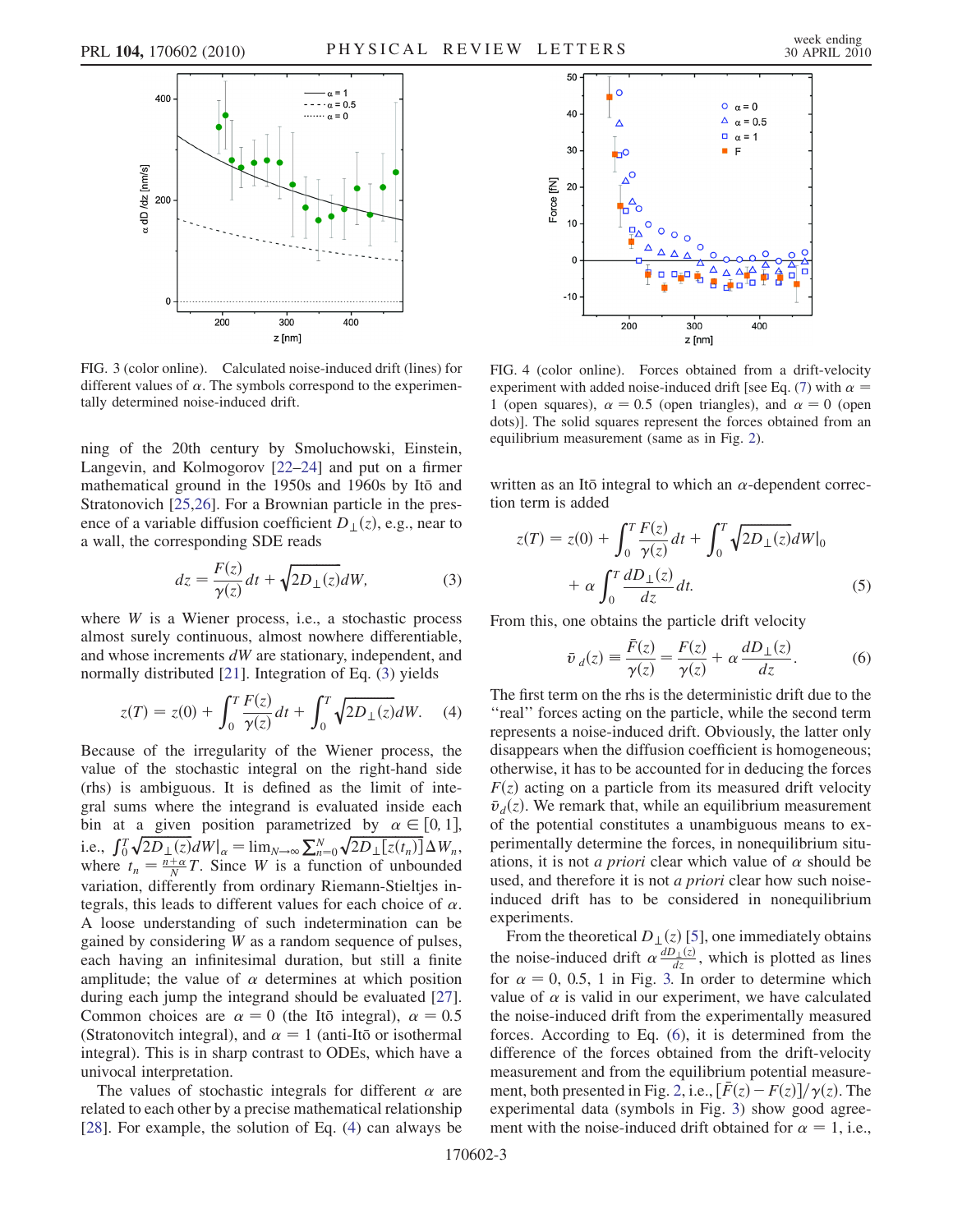FIG. 3 (color online). Calculated noise-induced drift (lines) for different values of $\alpha$. The symbols correspond to the experimentally determined noise-induced drift.

FIG. 4 (color online). Forces obtained from a drift-velocity experiment with added noise-induced drift [see Eq. (7) with $\alpha = 1$ (open squares), $\alpha = 0.5$ (open triangles), and $\alpha = 0$ (open dots)]. The solid squares represent the forces obtained from an equilibrium measurement (same as in Fig. 2).

ning of the 20th century by Smoluchowski, Einstein, Langevin, and Kolmogorov [22–24] and put on a firmer mathematical ground in the 1950s and 1960s by Itō and Stratonovich [25,26]. For a Brownian particle in the presence of a variable diffusion coefficient $D_\perp(z)$, e.g., near to a wall, the corresponding SDE reads

$$dz = \frac{F(z)}{\gamma(z)}dt + \sqrt{2D_\perp(z)}dW, \tag{3}$$

where $W$ is a Wiener process, i.e., a stochastic process almost surely continuous, almost nowhere differentiable, and whose increments $dW$ are stationary, independent, and normally distributed [21]. Integration of Eq. (3) yields

$$z(T) = z(0) + \int_0^T \frac{F(z)}{\gamma(z)}dt + \int_0^T \sqrt{2D_\perp(z)}dW. \tag{4}$$

Because of the irregularity of the Wiener process, the value of the stochastic integral on the right-hand side (rhs) is ambiguous. It is defined as the limit of integral sums where the integrand is evaluated inside each bin at a given position parametrized by $\alpha \in [0, 1]$, i.e., $\int_0^T \sqrt{2D_\perp(z)}dW|_\alpha = \lim_{N\to\infty} \sum_{n=0}^N \sqrt{2D_\perp[z(t_n)]}\Delta W_n$, where $t_n = \frac{n+\alpha}{N}T$. Since $W$ is a function of unbounded variation, differently from ordinary Riemann-Stieltjes integrals, this leads to different values for each choice of $\alpha$. A loose understanding of such indetermination can be gained by considering $W$ as a random sequence of pulses, each having an infinitesimal duration, but still a finite amplitude; the value of $\alpha$ determines at which position during each jump the integrand should be evaluated [27]. Common choices are $\alpha = 0$ (the Itō integral), $\alpha = 0.5$ (Stratonovitch integral), and $\alpha = 1$ (anti-Itō or isothermal integral). This is in sharp contrast to ODEs, which have a univocal interpretation.

The values of stochastic integrals for different $\alpha$ are related to each other by a precise mathematical relationship [28]. For example, the solution of Eq. (4) can always be written as an Itō integral to which an $\alpha$-dependent correction term is added

$$z(T) = z(0) + \int_0^T \frac{F(z)}{\gamma(z)}dt + \int_0^T \sqrt{2D_\perp(z)}dW|_0 + \alpha \int_0^T \frac{dD_\perp(z)}{dz}dt. \tag{5}$$

From this, one obtains the particle drift velocity

$$\bar{v}_d(z) \equiv \frac{\bar{F}(z)}{\gamma(z)} = \frac{F(z)}{\gamma(z)} + \alpha \frac{dD_\perp(z)}{dz}. \tag{6}$$

The first term on the rhs is the deterministic drift due to the "real" forces acting on the particle, while the second term represents a noise-induced drift. Obviously, the latter only disappears when the diffusion coefficient is homogeneous; otherwise, it has to be accounted for in deducing the forces $F(z)$ acting on a particle from its measured drift velocity $\bar{v}_d(z)$. We remark that, while an equilibrium measurement of the potential constitutes a unambiguous means to experimentally determine the forces, in nonequilibrium situations, it is not *a priori* clear which value of $\alpha$ should be used, and therefore it is not *a priori* clear how such noise-induced drift has to be considered in nonequilibrium experiments.

From the theoretical $D_\perp(z)$ [5], one immediately obtains the noise-induced drift $\alpha \frac{dD_\perp(z)}{dz}$, which is plotted as lines for $\alpha = 0$, 0.5, 1 in Fig. 3. In order to determine which value of $\alpha$ is valid in our experiment, we have calculated the noise-induced drift from the experimentally measured forces. According to Eq. (6), it is determined from the difference of the forces obtained from the drift-velocity measurement and from the equilibrium potential measurement, both presented in Fig. 2, i.e., $[\bar{F}(z) - F(z)]/\gamma(z)$. The experimental data (symbols in Fig. 3) show good agreement with the noise-induced drift obtained for $\alpha = 1$, i.e.,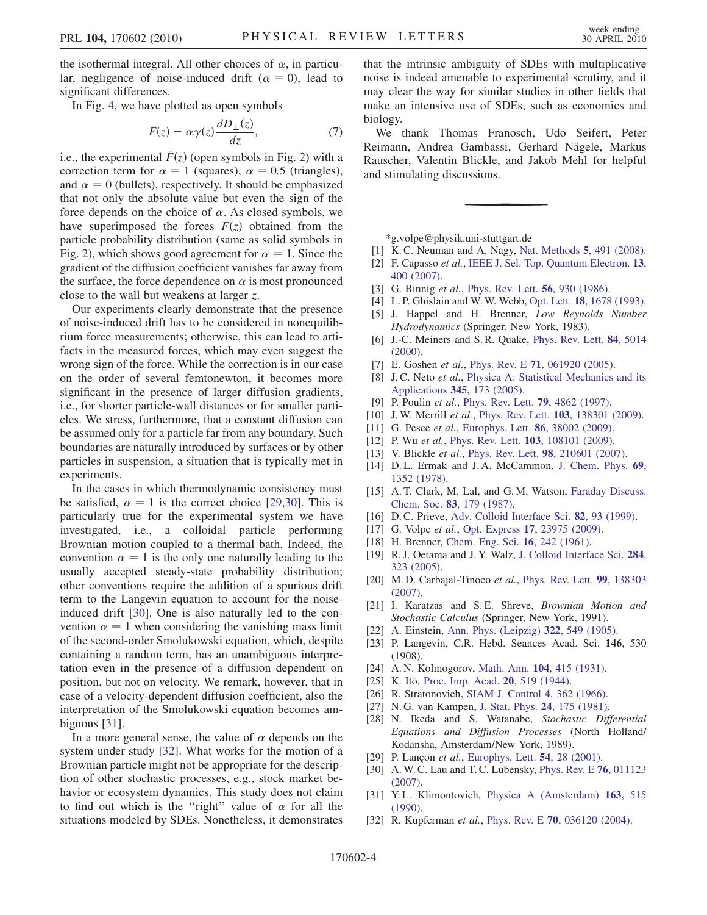the isothermal integral. All other choices of $\alpha$, in particular, negligence of noise-induced drift ($\alpha = 0$), lead to significant differences.

In Fig. 4, we have plotted as open symbols

$$\bar{F}(z) - \alpha\gamma(z)\frac{dD_{\perp}(z)}{dz}, \tag{7}$$

i.e., the experimental $\bar{F}(z)$ (open symbols in Fig. 2) with a correction term for $\alpha = 1$ (squares), $\alpha = 0.5$ (triangles), and $\alpha = 0$ (bullets), respectively. It should be emphasized that not only the absolute value but even the sign of the force depends on the choice of $\alpha$. As closed symbols, we have superimposed the forces $F(z)$ obtained from the particle probability distribution (same as solid symbols in Fig. 2), which shows good agreement for $\alpha = 1$. Since the gradient of the diffusion coefficient vanishes far away from the surface, the force dependence on $\alpha$ is most pronounced close to the wall but weakens at larger $z$.

Our experiments clearly demonstrate that the presence of noise-induced drift has to be considered in nonequilibrium force measurements; otherwise, this can lead to artifacts in the measured forces, which may even suggest the wrong sign of the force. While the correction is in our case on the order of several femtonewton, it becomes more significant in the presence of larger diffusion gradients, i.e., for shorter particle-wall distances or for smaller particles. We stress, furthermore, that a constant diffusion can be assumed only for a particle far from any boundary. Such boundaries are naturally introduced by surfaces or by other particles in suspension, a situation that is typically met in experiments.

In the cases in which thermodynamic consistency must be satisfied, $\alpha = 1$ is the correct choice [29,30]. This is particularly true for the experimental system we have investigated, i.e., a colloidal particle performing Brownian motion coupled to a thermal bath. Indeed, the convention $\alpha = 1$ is the only one naturally leading to the usually accepted steady-state probability distribution; other conventions require the addition of a spurious drift term to the Langevin equation to account for the noise-induced drift [30]. One is also naturally led to the convention $\alpha = 1$ when considering the vanishing mass limit of the second-order Smolukowski equation, which, despite containing a random term, has an unambiguous interpretation even in the presence of a diffusion dependent on position, but not on velocity. We remark, however, that in case of a velocity-dependent diffusion coefficient, also the interpretation of the Smolukowski equation becomes ambiguous [31].

In a more general sense, the value of $\alpha$ depends on the system under study [32]. What works for the motion of a Brownian particle might not be appropriate for the description of other stochastic processes, e.g., stock market behavior or ecosystem dynamics. This study does not claim to find out which is the "right" value of $\alpha$ for all the situations modeled by SDEs. Nonetheless, it demonstrates that the intrinsic ambiguity of SDEs with multiplicative noise is indeed amenable to experimental scrutiny, and it may clear the way for similar studies in other fields that make an intensive use of SDEs, such as economics and biology.

We thank Thomas Franosch, Udo Seifert, Peter Reimann, Andrea Gambassi, Gerhard Nägele, Markus Rauscher, Valentin Blickle, and Jakob Mehl for helpful and stimulating discussions.

---

*g.volpe@physik.uni-stuttgart.de

[1] K. C. Neuman and A. Nagy, Nat. Methods **5**, 491 (2008).
[2] F. Capasso *et al.*, IEEE J. Sel. Top. Quantum Electron. **13**, 400 (2007).
[3] G. Binnig *et al.*, Phys. Rev. Lett. **56**, 930 (1986).
[4] L. P. Ghislain and W. W. Webb, Opt. Lett. **18**, 1678 (1993).
[5] J. Happel and H. Brenner, *Low Reynolds Number Hydrodynamics* (Springer, New York, 1983).
[6] J.-C. Meiners and S. R. Quake, Phys. Rev. Lett. **84**, 5014 (2000).
[7] E. Goshen *et al.*, Phys. Rev. E **71**, 061920 (2005).
[8] J. C. Neto *et al.*, Physica A: Statistical Mechanics and its Applications **345**, 173 (2005).
[9] P. Poulin *et al.*, Phys. Rev. Lett. **79**, 4862 (1997).
[10] J. W. Merrill *et al.*, Phys. Rev. Lett. **103**, 138301 (2009).
[11] G. Pesce *et al.*, Europhys. Lett. **86**, 38002 (2009).
[12] P. Wu *et al.*, Phys. Rev. Lett. **103**, 108101 (2009).
[13] V. Blickle *et al.*, Phys. Rev. Lett. **98**, 210601 (2007).
[14] D. L. Ermak and J. A. McCammon, J. Chem. Phys. **69**, 1352 (1978).
[15] A. T. Clark, M. Lal, and G. M. Watson, Faraday Discuss. Chem. Soc. **83**, 179 (1987).
[16] D. C. Prieve, Adv. Colloid Interface Sci. **82**, 93 (1999).
[17] G. Volpe *et al.*, Opt. Express **17**, 23975 (2009).
[18] H. Brenner, Chem. Eng. Sci. **16**, 242 (1961).
[19] R. J. Oetama and J. Y. Walz, J. Colloid Interface Sci. **284**, 323 (2005).
[20] M. D. Carbajal-Tinoco *et al.*, Phys. Rev. Lett. **99**, 138303 (2007).
[21] I. Karatzas and S. E. Shreve, *Brownian Motion and Stochastic Calculus* (Springer, New York, 1991).
[22] A. Einstein, Ann. Phys. (Leipzig) **322**, 549 (1905).
[23] P. Langevin, C.R. Hebd. Seances Acad. Sci. **146**, 530 (1908).
[24] A. N. Kolmogorov, Math. Ann. **104**, 415 (1931).
[25] K. Itō, Proc. Imp. Acad. **20**, 519 (1944).
[26] R. Stratonovich, SIAM J. Control **4**, 362 (1966).
[27] N. G. van Kampen, J. Stat. Phys. **24**, 175 (1981).
[28] N. Ikeda and S. Watanabe, *Stochastic Differential Equations and Diffusion Processes* (North Holland/Kodansha, Amsterdam/New York, 1989).
[29] P. Lançon *et al.*, Europhys. Lett. **54**, 28 (2001).
[30] A. W. C. Lau and T. C. Lubensky, Phys. Rev. E **76**, 011123 (2007).
[31] Y. L. Klimontovich, Physica A (Amsterdam) **163**, 515 (1990).
[32] R. Kupferman *et al.*, Phys. Rev. E **70**, 036120 (2004).